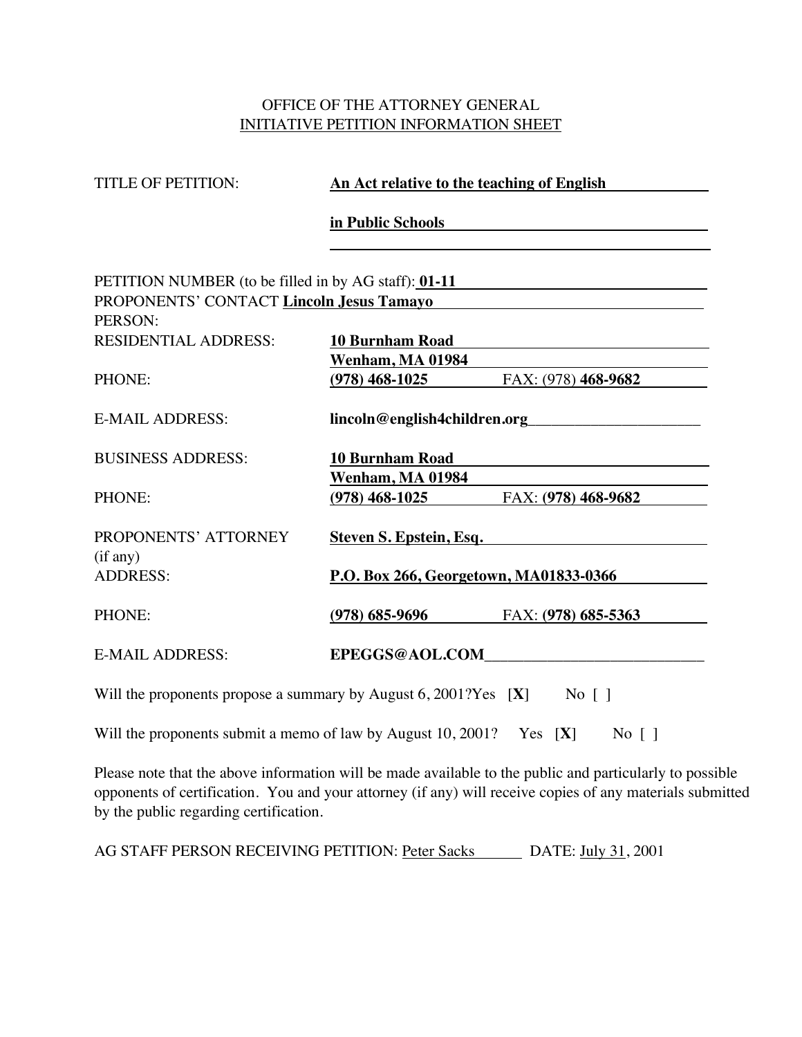# OFFICE OF THE ATTORNEY GENERAL

## INITIATIVE PETITION INFORMATION SHEET

TITLE OF PETITION: **An Act relative to the teaching of English in Public Schools**

PETITION NUMBER (to be filled in by AG staff): **01-11**

PROPONENTS' CONTACT PERSON: **Lincoln Jesus Tamayo**

RESIDENTIAL ADDRESS: **10 Burnham Road**
**Wenham, MA 01984**

PHONE: **(978) 468-1025** FAX: (978) **468-9682**

E-MAIL ADDRESS: **lincoln@english4children.org**

BUSINESS ADDRESS: **10 Burnham Road**
**Wenham, MA 01984**

PHONE: **(978) 468-1025** FAX: **(978) 468-9682**

PROPONENTS' ATTORNEY (if any): **Steven S. Epstein, Esq.**

ADDRESS: **P.O. Box 266, Georgetown, MA01833-0366**

PHONE: **(978) 685-9696** FAX: **(978) 685-5363**

E-MAIL ADDRESS: **EPEGGS@AOL.COM**

Will the proponents propose a summary by August 6, 2001?Yes [**X**] No [ ]

Will the proponents submit a memo of law by August 10, 2001? Yes [**X**] No [ ]

Please note that the above information will be made available to the public and particularly to possible opponents of certification. You and your attorney (if any) will receive copies of any materials submitted by the public regarding certification.

AG STAFF PERSON RECEIVING PETITION: Peter Sacks DATE: July 31, 2001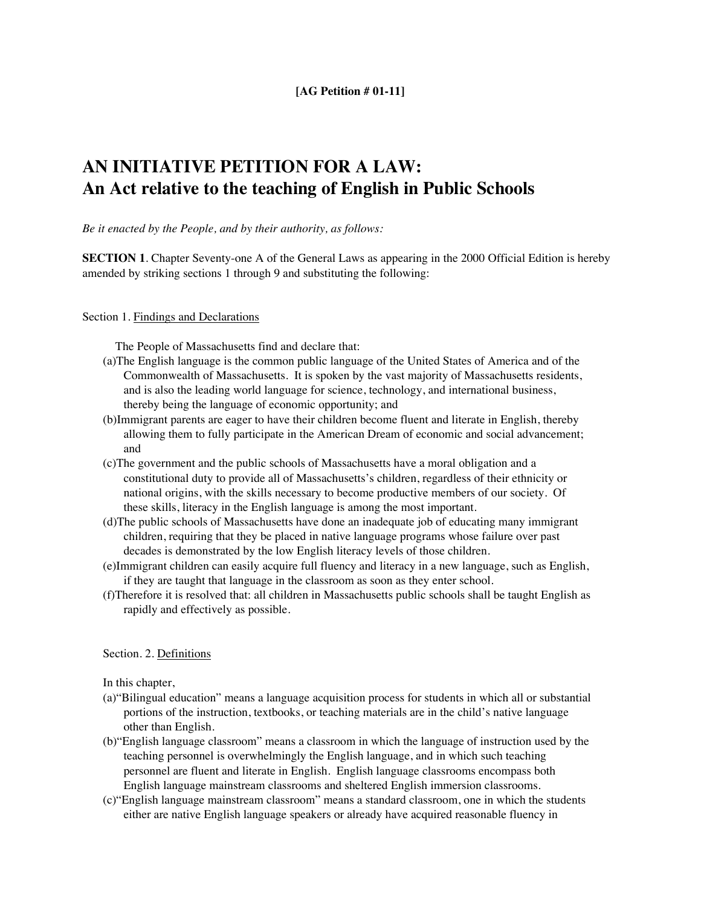**[AG Petition # 01-11]**

# AN INITIATIVE PETITION FOR A LAW:
# An Act relative to the teaching of English in Public Schools

*Be it enacted by the People, and by their authority, as follows:*

**SECTION 1**. Chapter Seventy-one A of the General Laws as appearing in the 2000 Official Edition is hereby amended by striking sections 1 through 9 and substituting the following:

Section 1. Findings and Declarations

The People of Massachusetts find and declare that:

(a)The English language is the common public language of the United States of America and of the Commonwealth of Massachusetts. It is spoken by the vast majority of Massachusetts residents, and is also the leading world language for science, technology, and international business, thereby being the language of economic opportunity; and

(b)Immigrant parents are eager to have their children become fluent and literate in English, thereby allowing them to fully participate in the American Dream of economic and social advancement; and

(c)The government and the public schools of Massachusetts have a moral obligation and a constitutional duty to provide all of Massachusetts's children, regardless of their ethnicity or national origins, with the skills necessary to become productive members of our society. Of these skills, literacy in the English language is among the most important.

(d)The public schools of Massachusetts have done an inadequate job of educating many immigrant children, requiring that they be placed in native language programs whose failure over past decades is demonstrated by the low English literacy levels of those children.

(e)Immigrant children can easily acquire full fluency and literacy in a new language, such as English, if they are taught that language in the classroom as soon as they enter school.

(f)Therefore it is resolved that: all children in Massachusetts public schools shall be taught English as rapidly and effectively as possible.

Section. 2. Definitions

In this chapter,

(a)"Bilingual education" means a language acquisition process for students in which all or substantial portions of the instruction, textbooks, or teaching materials are in the child's native language other than English.

(b)"English language classroom" means a classroom in which the language of instruction used by the teaching personnel is overwhelmingly the English language, and in which such teaching personnel are fluent and literate in English. English language classrooms encompass both English language mainstream classrooms and sheltered English immersion classrooms.

(c)"English language mainstream classroom" means a standard classroom, one in which the students either are native English language speakers or already have acquired reasonable fluency in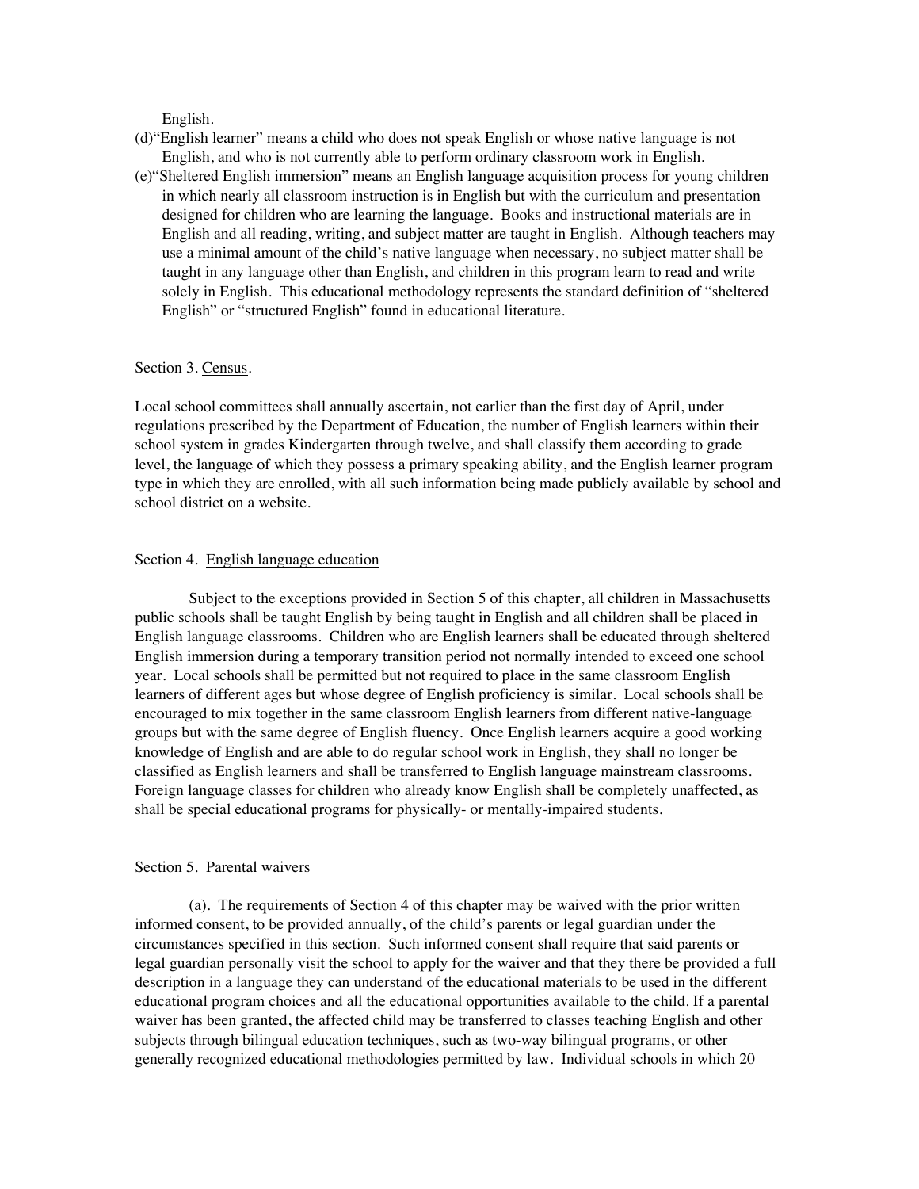English.

(d)"English learner" means a child who does not speak English or whose native language is not English, and who is not currently able to perform ordinary classroom work in English.

(e)"Sheltered English immersion" means an English language acquisition process for young children in which nearly all classroom instruction is in English but with the curriculum and presentation designed for children who are learning the language. Books and instructional materials are in English and all reading, writing, and subject matter are taught in English. Although teachers may use a minimal amount of the child's native language when necessary, no subject matter shall be taught in any language other than English, and children in this program learn to read and write solely in English. This educational methodology represents the standard definition of "sheltered English" or "structured English" found in educational literature.

Section 3. Census.

Local school committees shall annually ascertain, not earlier than the first day of April, under regulations prescribed by the Department of Education, the number of English learners within their school system in grades Kindergarten through twelve, and shall classify them according to grade level, the language of which they possess a primary speaking ability, and the English learner program type in which they are enrolled, with all such information being made publicly available by school and school district on a website.

Section 4. English language education

Subject to the exceptions provided in Section 5 of this chapter, all children in Massachusetts public schools shall be taught English by being taught in English and all children shall be placed in English language classrooms. Children who are English learners shall be educated through sheltered English immersion during a temporary transition period not normally intended to exceed one school year. Local schools shall be permitted but not required to place in the same classroom English learners of different ages but whose degree of English proficiency is similar. Local schools shall be encouraged to mix together in the same classroom English learners from different native-language groups but with the same degree of English fluency. Once English learners acquire a good working knowledge of English and are able to do regular school work in English, they shall no longer be classified as English learners and shall be transferred to English language mainstream classrooms. Foreign language classes for children who already know English shall be completely unaffected, as shall be special educational programs for physically- or mentally-impaired students.

Section 5. Parental waivers

(a). The requirements of Section 4 of this chapter may be waived with the prior written informed consent, to be provided annually, of the child's parents or legal guardian under the circumstances specified in this section. Such informed consent shall require that said parents or legal guardian personally visit the school to apply for the waiver and that they there be provided a full description in a language they can understand of the educational materials to be used in the different educational program choices and all the educational opportunities available to the child. If a parental waiver has been granted, the affected child may be transferred to classes teaching English and other subjects through bilingual education techniques, such as two-way bilingual programs, or other generally recognized educational methodologies permitted by law. Individual schools in which 20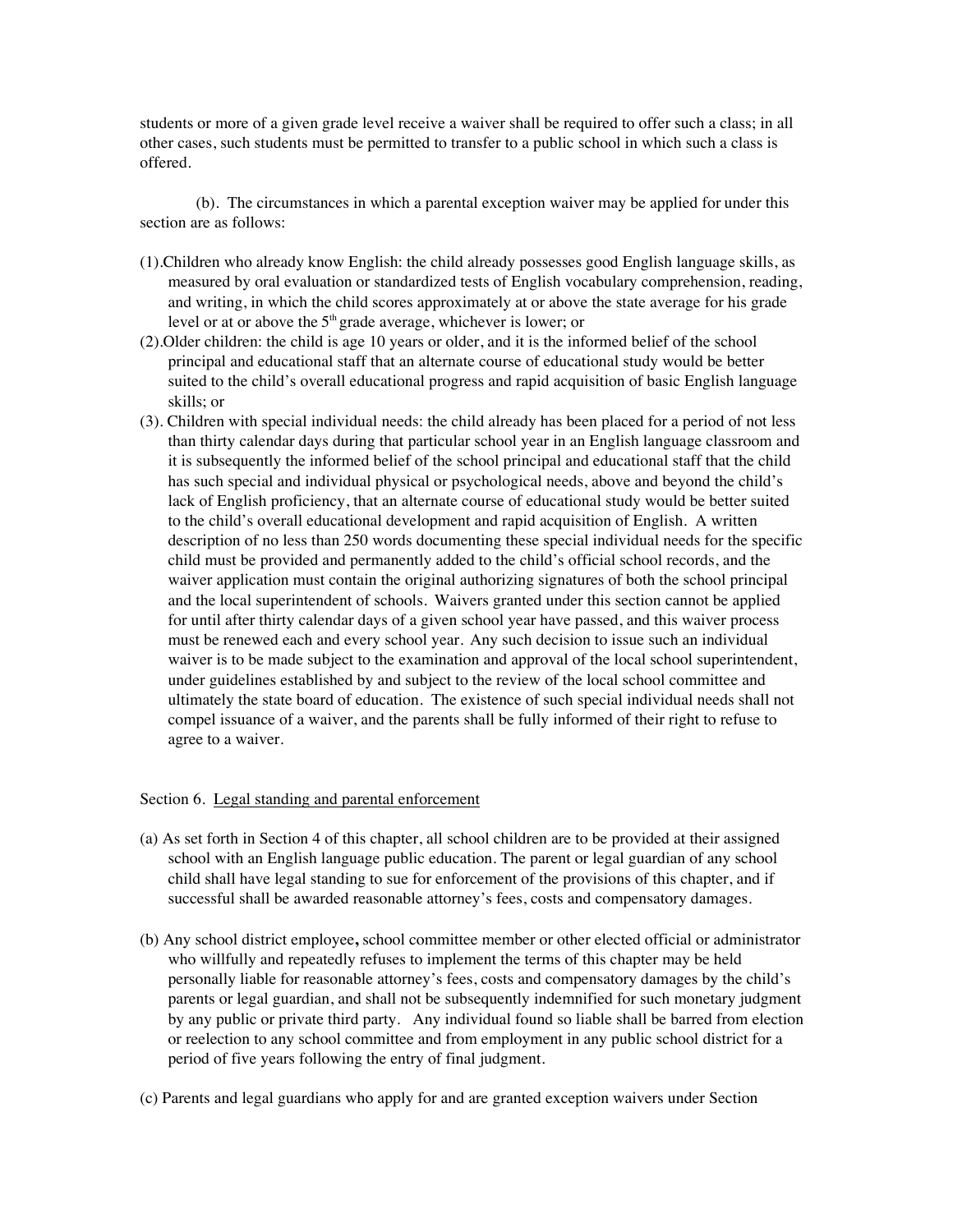students or more of a given grade level receive a waiver shall be required to offer such a class; in all other cases, such students must be permitted to transfer to a public school in which such a class is offered.

(b). The circumstances in which a parental exception waiver may be applied for under this section are as follows:

(1). Children who already know English: the child already possesses good English language skills, as measured by oral evaluation or standardized tests of English vocabulary comprehension, reading, and writing, in which the child scores approximately at or above the state average for his grade level or at or above the 5th grade average, whichever is lower; or

(2). Older children: the child is age 10 years or older, and it is the informed belief of the school principal and educational staff that an alternate course of educational study would be better suited to the child's overall educational progress and rapid acquisition of basic English language skills; or

(3). Children with special individual needs: the child already has been placed for a period of not less than thirty calendar days during that particular school year in an English language classroom and it is subsequently the informed belief of the school principal and educational staff that the child has such special and individual physical or psychological needs, above and beyond the child's lack of English proficiency, that an alternate course of educational study would be better suited to the child's overall educational development and rapid acquisition of English. A written description of no less than 250 words documenting these special individual needs for the specific child must be provided and permanently added to the child's official school records, and the waiver application must contain the original authorizing signatures of both the school principal and the local superintendent of schools. Waivers granted under this section cannot be applied for until after thirty calendar days of a given school year have passed, and this waiver process must be renewed each and every school year. Any such decision to issue such an individual waiver is to be made subject to the examination and approval of the local school superintendent, under guidelines established by and subject to the review of the local school committee and ultimately the state board of education. The existence of such special individual needs shall not compel issuance of a waiver, and the parents shall be fully informed of their right to refuse to agree to a waiver.

Section 6. Legal standing and parental enforcement

(a) As set forth in Section 4 of this chapter, all school children are to be provided at their assigned school with an English language public education. The parent or legal guardian of any school child shall have legal standing to sue for enforcement of the provisions of this chapter, and if successful shall be awarded reasonable attorney's fees, costs and compensatory damages.

(b) Any school district employee**,** school committee member or other elected official or administrator who willfully and repeatedly refuses to implement the terms of this chapter may be held personally liable for reasonable attorney's fees, costs and compensatory damages by the child's parents or legal guardian, and shall not be subsequently indemnified for such monetary judgment by any public or private third party. Any individual found so liable shall be barred from election or reelection to any school committee and from employment in any public school district for a period of five years following the entry of final judgment.

(c) Parents and legal guardians who apply for and are granted exception waivers under Section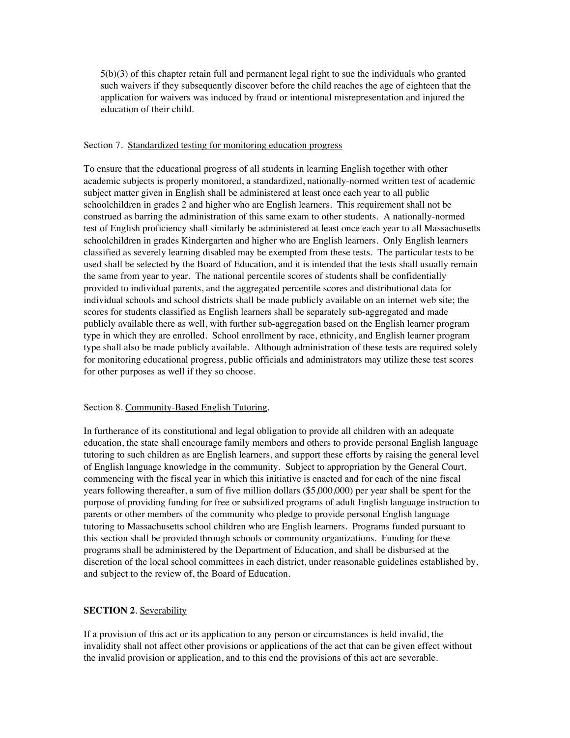5(b)(3) of this chapter retain full and permanent legal right to sue the individuals who granted such waivers if they subsequently discover before the child reaches the age of eighteen that the application for waivers was induced by fraud or intentional misrepresentation and injured the education of their child.

Section 7. <u>Standardized testing for monitoring education progress</u>

To ensure that the educational progress of all students in learning English together with other academic subjects is properly monitored, a standardized, nationally-normed written test of academic subject matter given in English shall be administered at least once each year to all public schoolchildren in grades 2 and higher who are English learners. This requirement shall not be construed as barring the administration of this same exam to other students. A nationally-normed test of English proficiency shall similarly be administered at least once each year to all Massachusetts schoolchildren in grades Kindergarten and higher who are English learners. Only English learners classified as severely learning disabled may be exempted from these tests. The particular tests to be used shall be selected by the Board of Education, and it is intended that the tests shall usually remain the same from year to year. The national percentile scores of students shall be confidentially provided to individual parents, and the aggregated percentile scores and distributional data for individual schools and school districts shall be made publicly available on an internet web site; the scores for students classified as English learners shall be separately sub-aggregated and made publicly available there as well, with further sub-aggregation based on the English learner program type in which they are enrolled. School enrollment by race, ethnicity, and English learner program type shall also be made publicly available. Although administration of these tests are required solely for monitoring educational progress, public officials and administrators may utilize these test scores for other purposes as well if they so choose.

Section 8. <u>Community-Based English Tutoring</u>.

In furtherance of its constitutional and legal obligation to provide all children with an adequate education, the state shall encourage family members and others to provide personal English language tutoring to such children as are English learners, and support these efforts by raising the general level of English language knowledge in the community. Subject to appropriation by the General Court, commencing with the fiscal year in which this initiative is enacted and for each of the nine fiscal years following thereafter, a sum of five million dollars ($5,000,000) per year shall be spent for the purpose of providing funding for free or subsidized programs of adult English language instruction to parents or other members of the community who pledge to provide personal English language tutoring to Massachusetts school children who are English learners. Programs funded pursuant to this section shall be provided through schools or community organizations. Funding for these programs shall be administered by the Department of Education, and shall be disbursed at the discretion of the local school committees in each district, under reasonable guidelines established by, and subject to the review of, the Board of Education.

**SECTION 2**. <u>Severability</u>

If a provision of this act or its application to any person or circumstances is held invalid, the invalidity shall not affect other provisions or applications of the act that can be given effect without the invalid provision or application, and to this end the provisions of this act are severable.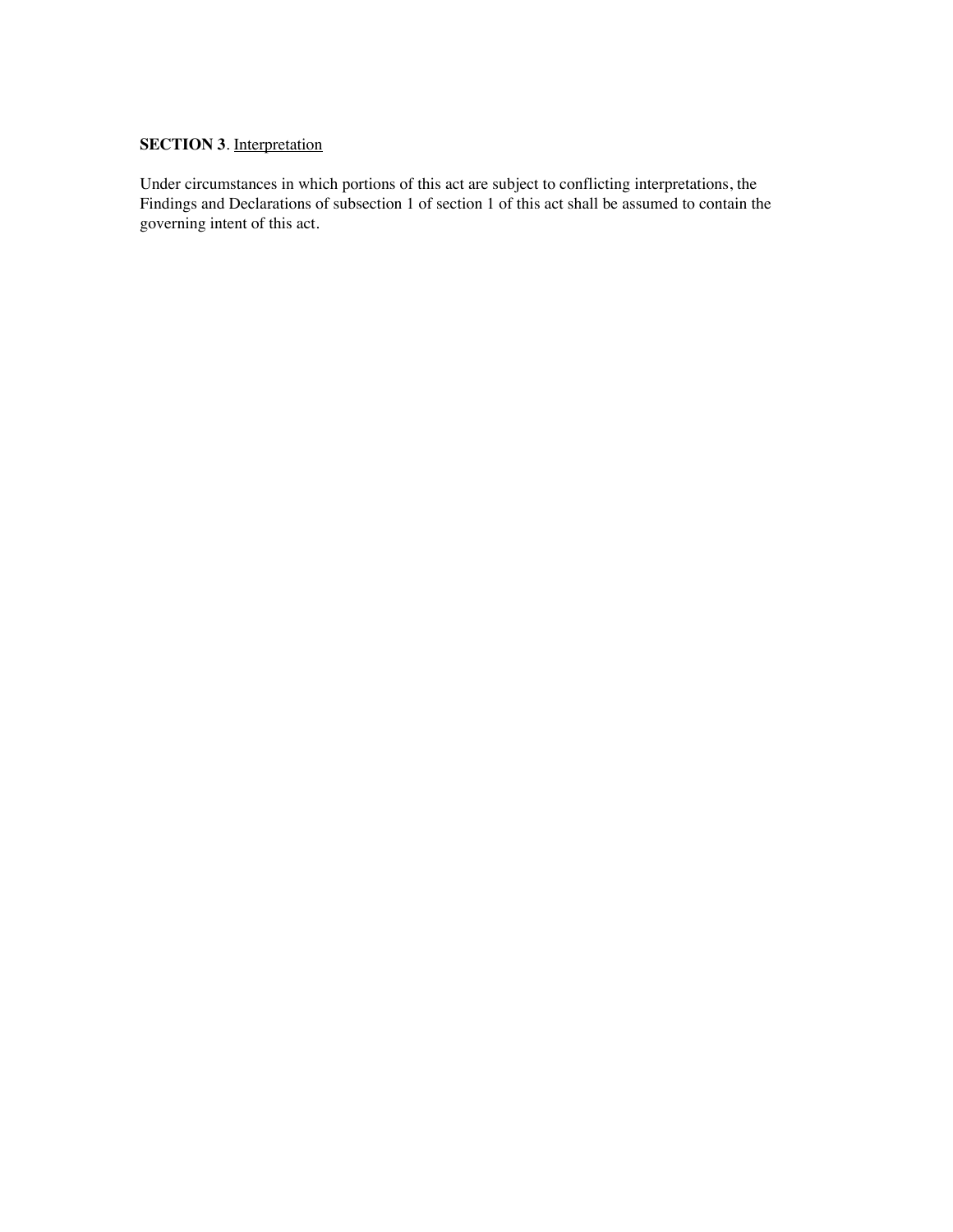**SECTION 3**. Interpretation

Under circumstances in which portions of this act are subject to conflicting interpretations, the Findings and Declarations of subsection 1 of section 1 of this act shall be assumed to contain the governing intent of this act.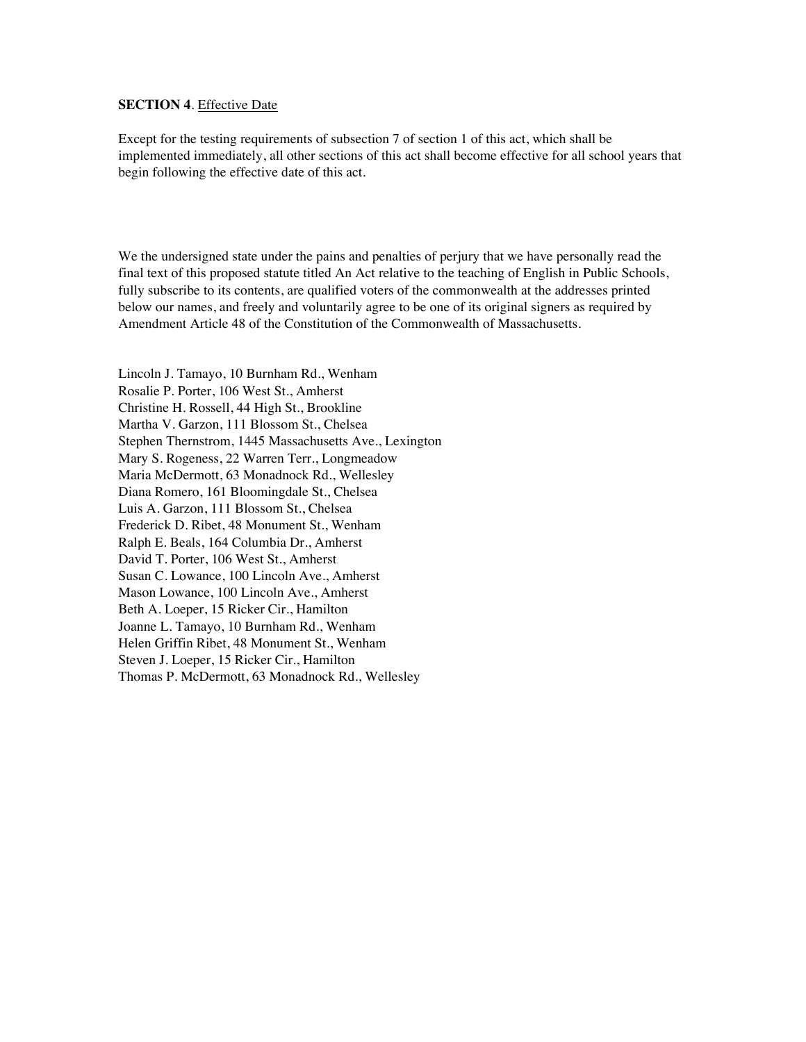**SECTION 4**. Effective Date

Except for the testing requirements of subsection 7 of section 1 of this act, which shall be implemented immediately, all other sections of this act shall become effective for all school years that begin following the effective date of this act.

We the undersigned state under the pains and penalties of perjury that we have personally read the final text of this proposed statute titled An Act relative to the teaching of English in Public Schools, fully subscribe to its contents, are qualified voters of the commonwealth at the addresses printed below our names, and freely and voluntarily agree to be one of its original signers as required by Amendment Article 48 of the Constitution of the Commonwealth of Massachusetts.

Lincoln J. Tamayo, 10 Burnham Rd., Wenham
Rosalie P. Porter, 106 West St., Amherst
Christine H. Rossell, 44 High St., Brookline
Martha V. Garzon, 111 Blossom St., Chelsea
Stephen Thernstrom, 1445 Massachusetts Ave., Lexington
Mary S. Rogeness, 22 Warren Terr., Longmeadow
Maria McDermott, 63 Monadnock Rd., Wellesley
Diana Romero, 161 Bloomingdale St., Chelsea
Luis A. Garzon, 111 Blossom St., Chelsea
Frederick D. Ribet, 48 Monument St., Wenham
Ralph E. Beals, 164 Columbia Dr., Amherst
David T. Porter, 106 West St., Amherst
Susan C. Lowance, 100 Lincoln Ave., Amherst
Mason Lowance, 100 Lincoln Ave., Amherst
Beth A. Loeper, 15 Ricker Cir., Hamilton
Joanne L. Tamayo, 10 Burnham Rd., Wenham
Helen Griffin Ribet, 48 Monument St., Wenham
Steven J. Loeper, 15 Ricker Cir., Hamilton
Thomas P. McDermott, 63 Monadnock Rd., Wellesley